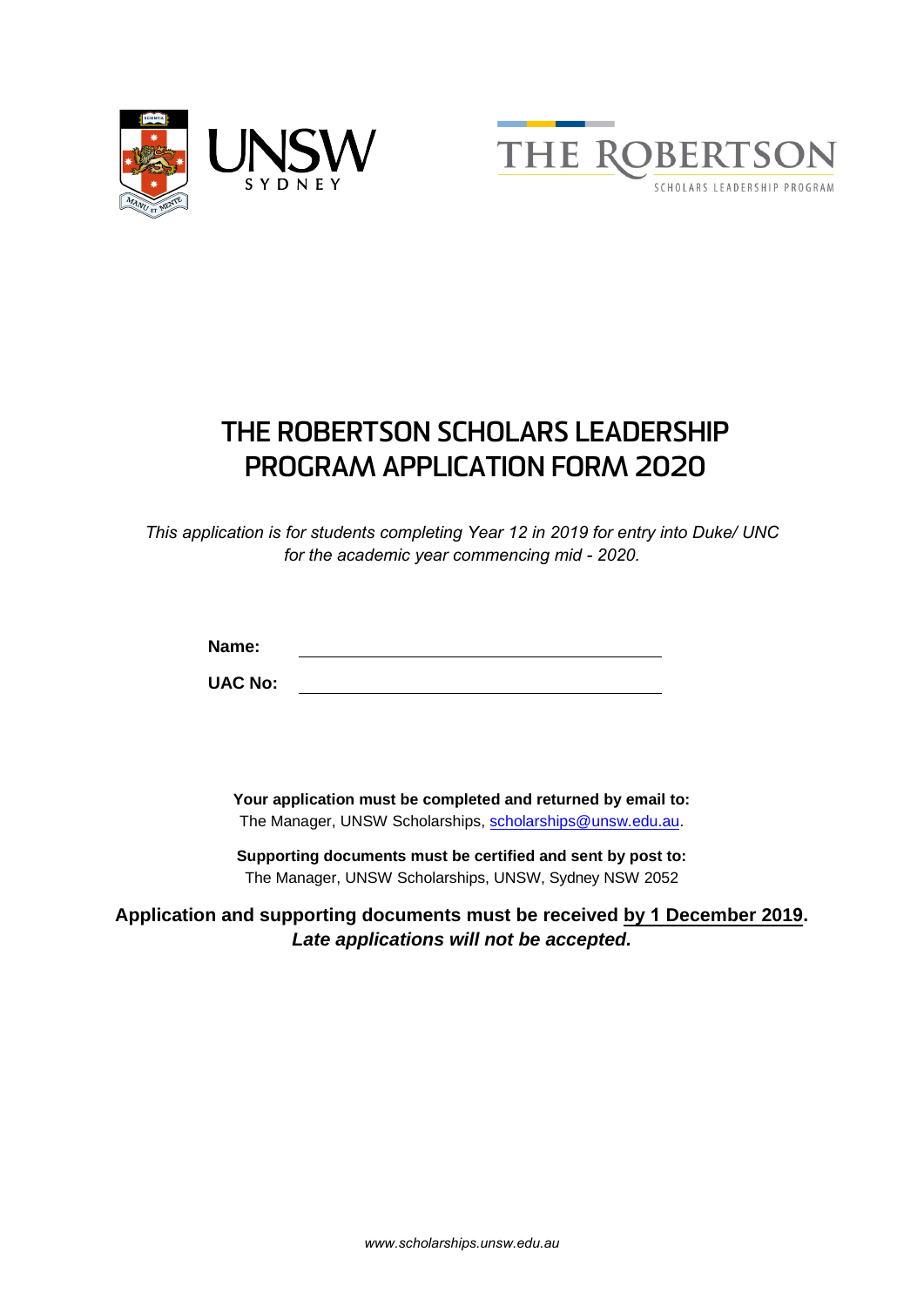# THE ROBERTSON SCHOLARS LEADERSHIP PROGRAM APPLICATION FORM 2020

*This application is for students completing Year 12 in 2019 for entry into Duke/ UNC for the academic year commencing mid - 2020.*

**Name:** ______________________________

**UAC No:** ______________________________

**Your application must be completed and returned by email to:**
The Manager, UNSW Scholarships, scholarships@unsw.edu.au.

**Supporting documents must be certified and sent by post to:**
The Manager, UNSW Scholarships, UNSW, Sydney NSW 2052

**Application and supporting documents must be received by 1 December 2019.**
***Late applications will not be accepted.***

*www.scholarships.unsw.edu.au*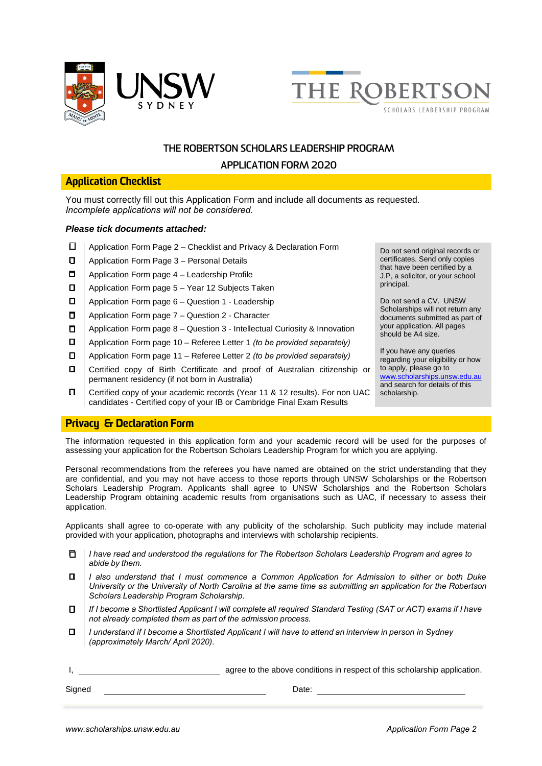# THE ROBERTSON SCHOLARS LEADERSHIP PROGRAM

## APPLICATION FORM 2020

## Application Checklist

You must correctly fill out this Application Form and include all documents as requested.
*Incomplete applications will not be considered.*

***Please tick documents attached:***

- ☐ Application Form Page 2 – Checklist and Privacy & Declaration Form
- ☐ Application Form Page 3 – Personal Details
- ☐ Application Form page 4 – Leadership Profile
- ☐ Application Form page 5 – Year 12 Subjects Taken
- ☐ Application Form page 6 – Question 1 - Leadership
- ☐ Application Form page 7 – Question 2 - Character
- ☐ Application Form page 8 – Question 3 - Intellectual Curiosity & Innovation
- ☐ Application Form page 10 – Referee Letter 1 *(to be provided separately)*
- ☐ Application Form page 11 – Referee Letter 2 *(to be provided separately)*
- ☐ Certified copy of Birth Certificate and proof of Australian citizenship or permanent residency (if not born in Australia)
- ☐ Certified copy of your academic records (Year 11 & 12 results). For non UAC candidates - Certified copy of your IB or Cambridge Final Exam Results

Do not send original records or certificates. Send only copies that have been certified by a J.P, a solicitor, or your school principal.

Do not send a CV. UNSW Scholarships will not return any documents submitted as part of your application. All pages should be A4 size.

If you have any queries regarding your eligibility or how to apply, please go to www.scholarships.unsw.edu.au and search for details of this scholarship.

## Privacy & Declaration Form

The information requested in this application form and your academic record will be used for the purposes of assessing your application for the Robertson Scholars Leadership Program for which you are applying.

Personal recommendations from the referees you have named are obtained on the strict understanding that they are confidential, and you may not have access to those reports through UNSW Scholarships or the Robertson Scholars Leadership Program. Applicants shall agree to UNSW Scholarships and the Robertson Scholars Leadership Program obtaining academic results from organisations such as UAC, if necessary to assess their application.

Applicants shall agree to co-operate with any publicity of the scholarship. Such publicity may include material provided with your application, photographs and interviews with scholarship recipients.

- ☐ *I have read and understood the regulations for The Robertson Scholars Leadership Program and agree to abide by them.*
- ☐ *I also understand that I must commence a Common Application for Admission to either or both Duke University or the University of North Carolina at the same time as submitting an application for the Robertson Scholars Leadership Program Scholarship.*
- ☐ *If I become a Shortlisted Applicant I will complete all required Standard Testing (SAT or ACT) exams if I have not already completed them as part of the admission process.*
- ☐ *I understand if I become a Shortlisted Applicant I will have to attend an interview in person in Sydney (approximately March/ April 2020).*

I, ______________________________ agree to the above conditions in respect of this scholarship application.

Signed ______________________________ Date: ______________________________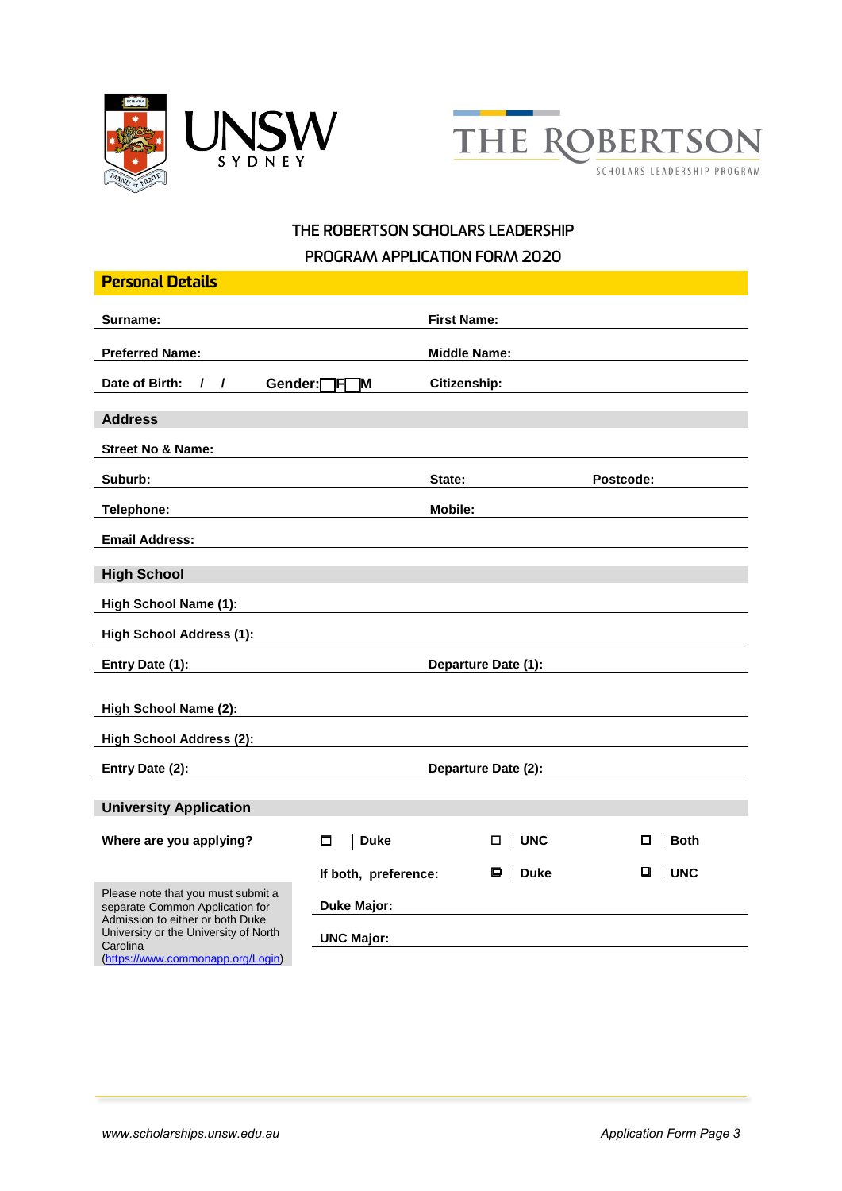THE ROBERTSON SCHOLARS LEADERSHIP PROGRAM APPLICATION FORM 2020

## Personal Details

**Surname:** **First Name:**

**Preferred Name:** **Middle Name:**

**Date of Birth:** / / **Gender:** ☐ F ☐ M **Citizenship:**

### Address

**Street No & Name:**

**Suburb:** **State:** **Postcode:**

**Telephone:** **Mobile:**

**Email Address:**

### High School

**High School Name (1):**

**High School Address (1):**

**Entry Date (1):** **Departure Date (1):**

**High School Name (2):**

**High School Address (2):**

**Entry Date (2):** **Departure Date (2):**

### University Application

**Where are you applying?** ☐ Duke ☐ UNC ☐ Both

**If both, preference:** ☐ Duke ☐ UNC

**Duke Major:**

**UNC Major:**

Please note that you must submit a separate Common Application for Admission to either or both Duke University or the University of North Carolina (https://www.commonapp.org/Login)

*www.scholarships.unsw.edu.au*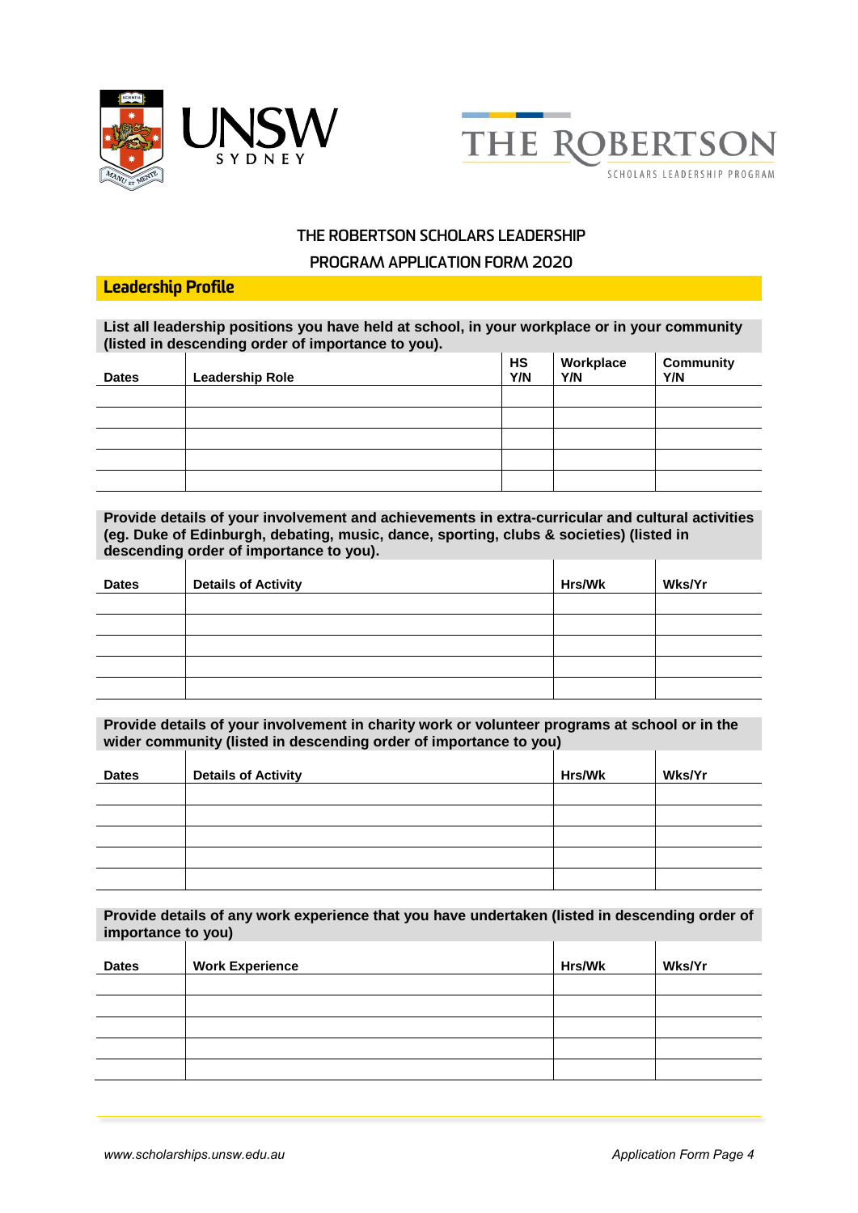THE ROBERTSON SCHOLARS LEADERSHIP PROGRAM APPLICATION FORM 2020

## Leadership Profile

**List all leadership positions you have held at school, in your workplace or in your community (listed in descending order of importance to you).**

| Dates | Leadership Role | HS Y/N | Workplace Y/N | Community Y/N |
|---|---|---|---|---|
| | | | | |
| | | | | |
| | | | | |
| | | | | |
| | | | | |

**Provide details of your involvement and achievements in extra-curricular and cultural activities (eg. Duke of Edinburgh, debating, music, dance, sporting, clubs & societies) (listed in descending order of importance to you).**

| Dates | Details of Activity | Hrs/Wk | Wks/Yr |
|---|---|---|---|
| | | | |
| | | | |
| | | | |
| | | | |
| | | | |

**Provide details of your involvement in charity work or volunteer programs at school or in the wider community (listed in descending order of importance to you)**

| Dates | Details of Activity | Hrs/Wk | Wks/Yr |
|---|---|---|---|
| | | | |
| | | | |
| | | | |
| | | | |
| | | | |

**Provide details of any work experience that you have undertaken (listed in descending order of importance to you)**

| Dates | Work Experience | Hrs/Wk | Wks/Yr |
|---|---|---|---|
| | | | |
| | | | |
| | | | |
| | | | |
| | | | |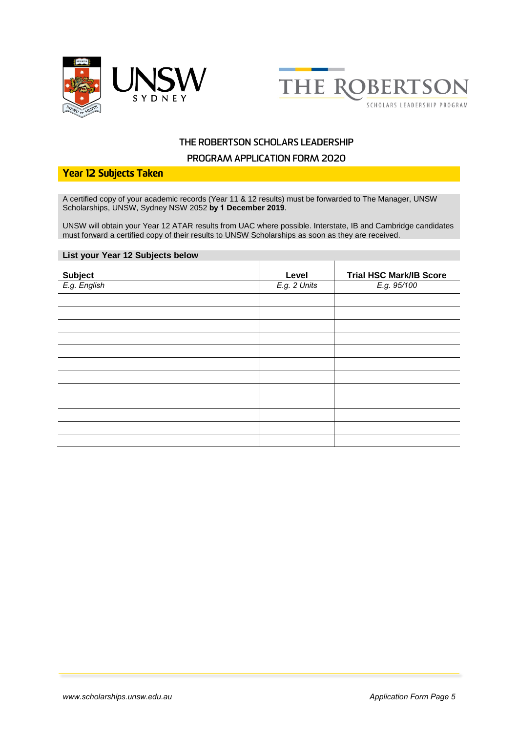THE ROBERTSON SCHOLARS LEADERSHIP PROGRAM APPLICATION FORM 2020

## Year 12 Subjects Taken

A certified copy of your academic records (Year 11 & 12 results) must be forwarded to The Manager, UNSW Scholarships, UNSW, Sydney NSW 2052 **by 1 December 2019**.

UNSW will obtain your Year 12 ATAR results from UAC where possible. Interstate, IB and Cambridge candidates must forward a certified copy of their results to UNSW Scholarships as soon as they are received.

### List your Year 12 Subjects below

| Subject | Level | Trial HSC Mark/IB Score |
|---|---|---|
| *E.g. English* | *E.g. 2 Units* | *E.g. 95/100* |
| | | |
| | | |
| | | |
| | | |
| | | |
| | | |
| | | |
| | | |
| | | |
| | | |
| | | |
| | | |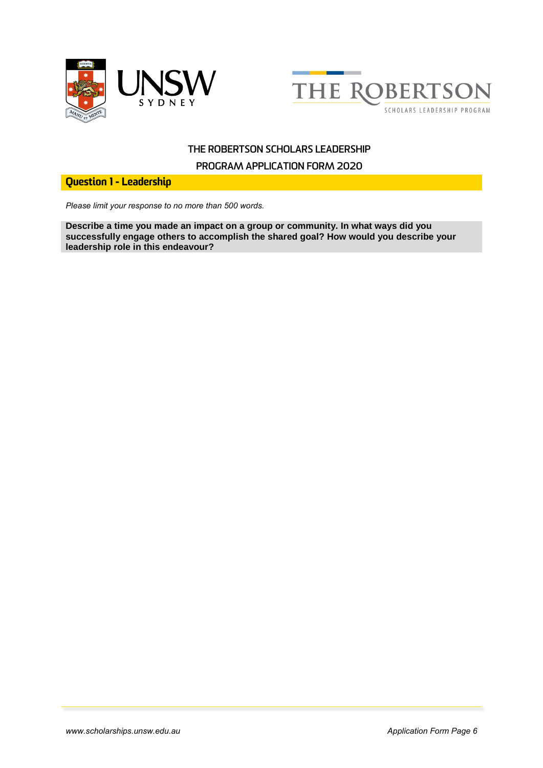THE ROBERTSON SCHOLARS LEADERSHIP

PROGRAM APPLICATION FORM 2020

## Question 1 - Leadership

*Please limit your response to no more than 500 words.*

**Describe a time you made an impact on a group or community. In what ways did you successfully engage others to accomplish the shared goal? How would you describe your leadership role in this endeavour?**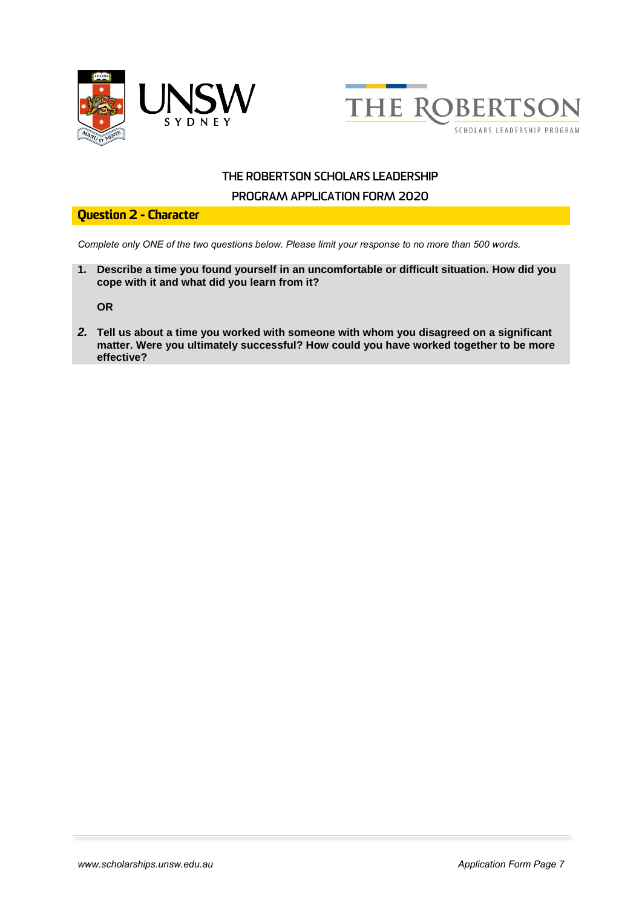THE ROBERTSON SCHOLARS LEADERSHIP PROGRAM APPLICATION FORM 2020

## Question 2 - Character

*Complete only ONE of the two questions below. Please limit your response to no more than 500 words.*

1. **Describe a time you found yourself in an uncomfortable or difficult situation. How did you cope with it and what did you learn from it?**

   **OR**

2. **Tell us about a time you worked with someone with whom you disagreed on a significant matter. Were you ultimately successful? How could you have worked together to be more effective?**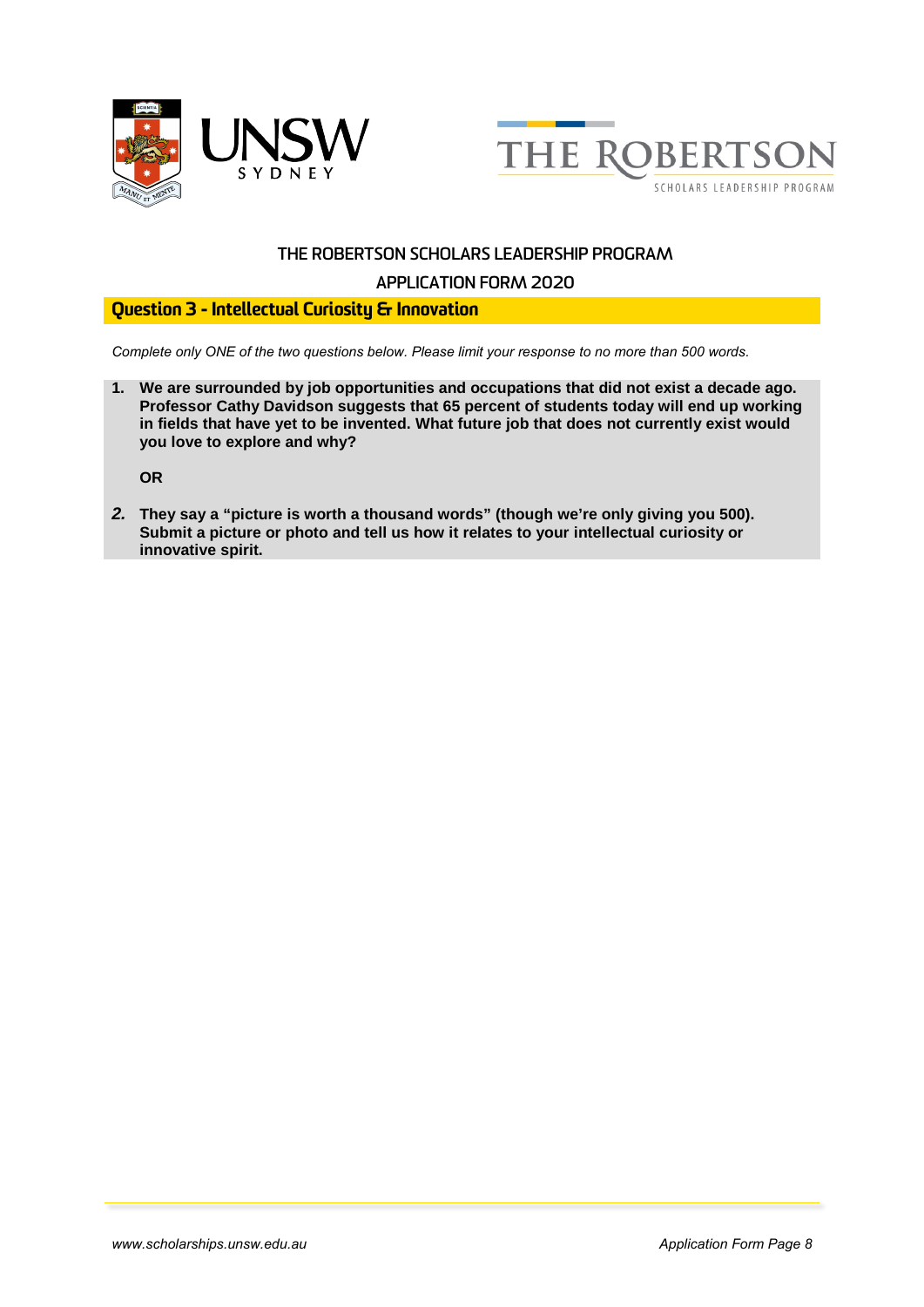THE ROBERTSON SCHOLARS LEADERSHIP PROGRAM

APPLICATION FORM 2020

## Question 3 - Intellectual Curiosity & Innovation

*Complete only ONE of the two questions below. Please limit your response to no more than 500 words.*

1. **We are surrounded by job opportunities and occupations that did not exist a decade ago. Professor Cathy Davidson suggests that 65 percent of students today will end up working in fields that have yet to be invented. What future job that does not currently exist would you love to explore and why?**

   **OR**

2. **They say a "picture is worth a thousand words" (though we're only giving you 500). Submit a picture or photo and tell us how it relates to your intellectual curiosity or innovative spirit.**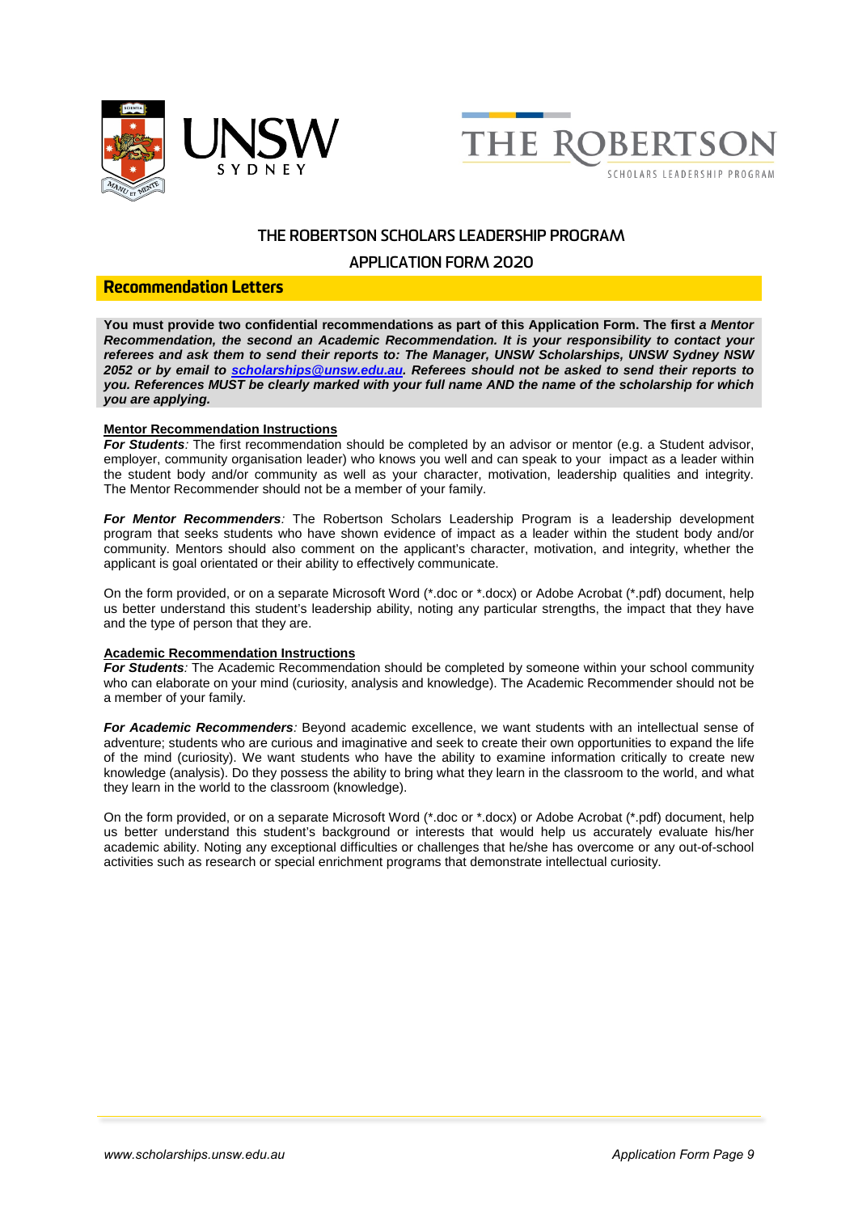# THE ROBERTSON SCHOLARS LEADERSHIP PROGRAM

## APPLICATION FORM 2020

## Recommendation Letters

**You must provide two confidential recommendations as part of this Application Form. The first *a Mentor Recommendation, the second an Academic Recommendation. It is your responsibility to contact your referees and ask them to send their reports to: The Manager, UNSW Scholarships, UNSW Sydney NSW 2052 or by email to scholarships@unsw.edu.au. Referees should not be asked to send their reports to you. References MUST be clearly marked with your full name AND the name of the scholarship for which you are applying.***

**Mentor Recommendation Instructions**

***For Students**:* The first recommendation should be completed by an advisor or mentor (e.g. a Student advisor, employer, community organisation leader) who knows you well and can speak to your impact as a leader within the student body and/or community as well as your character, motivation, leadership qualities and integrity. The Mentor Recommender should not be a member of your family.

***For Mentor Recommenders**:* The Robertson Scholars Leadership Program is a leadership development program that seeks students who have shown evidence of impact as a leader within the student body and/or community. Mentors should also comment on the applicant's character, motivation, and integrity, whether the applicant is goal orientated or their ability to effectively communicate.

On the form provided, or on a separate Microsoft Word (*.doc or *.docx) or Adobe Acrobat (*.pdf) document, help us better understand this student's leadership ability, noting any particular strengths, the impact that they have and the type of person that they are.

**Academic Recommendation Instructions**

***For Students**:* The Academic Recommendation should be completed by someone within your school community who can elaborate on your mind (curiosity, analysis and knowledge). The Academic Recommender should not be a member of your family.

***For Academic Recommenders**:* Beyond academic excellence, we want students with an intellectual sense of adventure; students who are curious and imaginative and seek to create their own opportunities to expand the life of the mind (curiosity). We want students who have the ability to examine information critically to create new knowledge (analysis). Do they possess the ability to bring what they learn in the classroom to the world, and what they learn in the world to the classroom (knowledge).

On the form provided, or on a separate Microsoft Word (*.doc or *.docx) or Adobe Acrobat (*.pdf) document, help us better understand this student's background or interests that would help us accurately evaluate his/her academic ability. Noting any exceptional difficulties or challenges that he/she has overcome or any out-of-school activities such as research or special enrichment programs that demonstrate intellectual curiosity.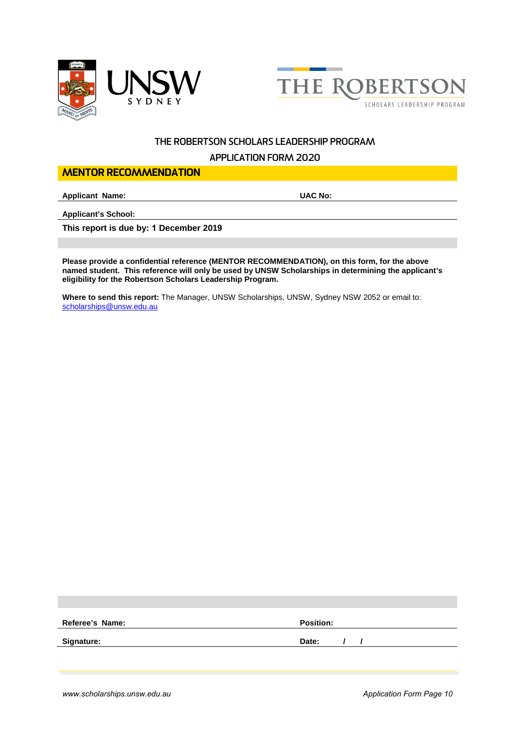THE ROBERTSON SCHOLARS LEADERSHIP PROGRAM

APPLICATION FORM 2020

## MENTOR RECOMMENDATION

**Applicant Name:** **UAC No:**

**Applicant's School:**

**This report is due by: 1 December 2019**

**Please provide a confidential reference (MENTOR RECOMMENDATION), on this form, for the above named student. This reference will only be used by UNSW Scholarships in determining the applicant's eligibility for the Robertson Scholars Leadership Program.**

**Where to send this report:** The Manager, UNSW Scholarships, UNSW, Sydney NSW 2052 or email to: scholarships@unsw.edu.au

**Referee's Name:** **Position:**

**Signature:** **Date: / /**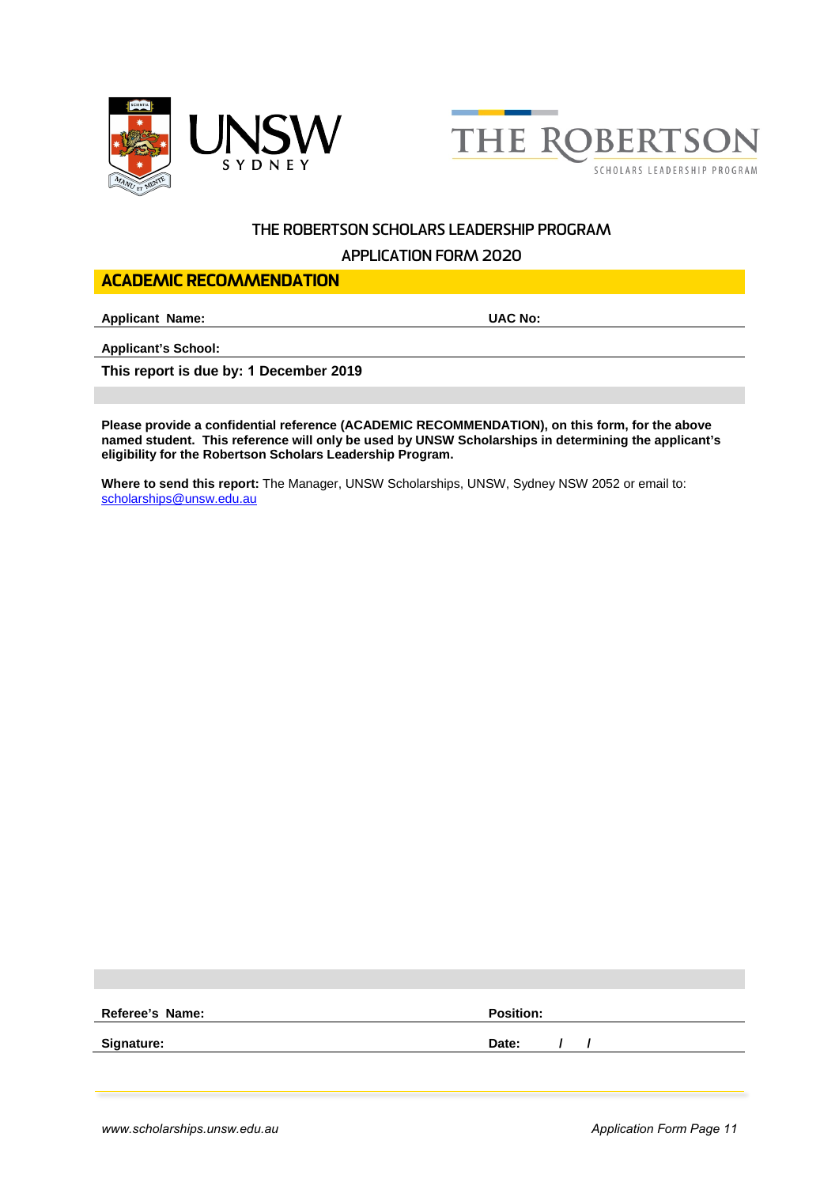# THE ROBERTSON SCHOLARS LEADERSHIP PROGRAM

## APPLICATION FORM 2020

## ACADEMIC RECOMMENDATION

**Applicant Name:** **UAC No:**

**Applicant's School:**

**This report is due by: 1 December 2019**

**Please provide a confidential reference (ACADEMIC RECOMMENDATION), on this form, for the above named student. This reference will only be used by UNSW Scholarships in determining the applicant's eligibility for the Robertson Scholars Leadership Program.**

**Where to send this report:** The Manager, UNSW Scholarships, UNSW, Sydney NSW 2052 or email to: scholarships@unsw.edu.au

**Referee's Name:** **Position:**

**Signature:** **Date:** / /